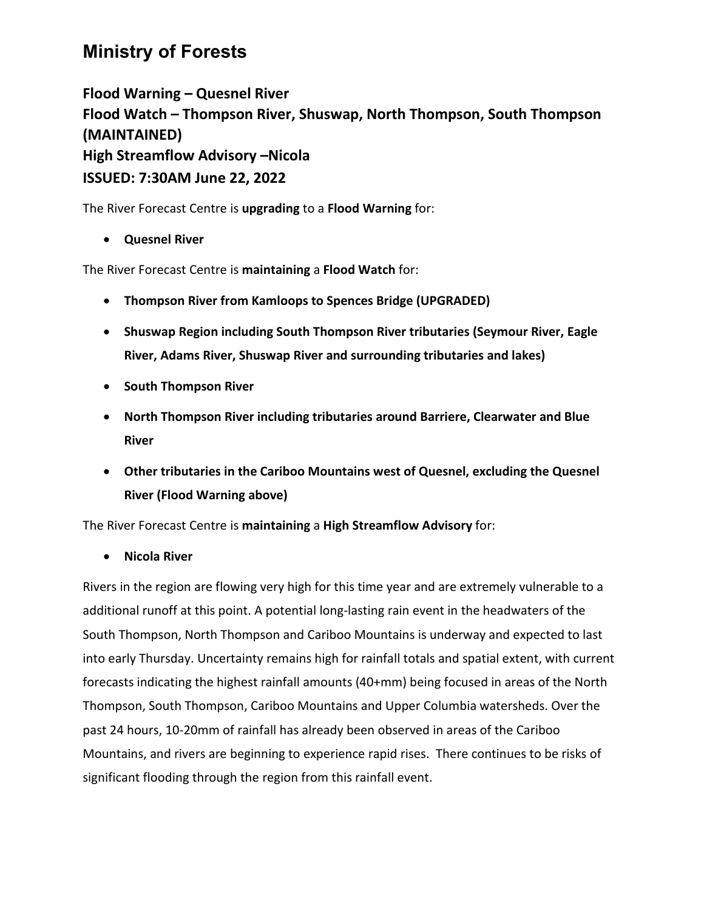# Ministry of Forests

**Flood Warning – Quesnel River**
**Flood Watch – Thompson River, Shuswap, North Thompson, South Thompson (MAINTAINED)**
**High Streamflow Advisory –Nicola**
**ISSUED: 7:30AM June 22, 2022**

The River Forecast Centre is **upgrading** to a **Flood Warning** for:

- **Quesnel River**

The River Forecast Centre is **maintaining** a **Flood Watch** for:

- **Thompson River from Kamloops to Spences Bridge (UPGRADED)**
- **Shuswap Region including South Thompson River tributaries (Seymour River, Eagle River, Adams River, Shuswap River and surrounding tributaries and lakes)**
- **South Thompson River**
- **North Thompson River including tributaries around Barriere, Clearwater and Blue River**
- **Other tributaries in the Cariboo Mountains west of Quesnel, excluding the Quesnel River (Flood Warning above)**

The River Forecast Centre is **maintaining** a **High Streamflow Advisory** for:

- **Nicola River**

Rivers in the region are flowing very high for this time year and are extremely vulnerable to a additional runoff at this point. A potential long-lasting rain event in the headwaters of the South Thompson, North Thompson and Cariboo Mountains is underway and expected to last into early Thursday. Uncertainty remains high for rainfall totals and spatial extent, with current forecasts indicating the highest rainfall amounts (40+mm) being focused in areas of the North Thompson, South Thompson, Cariboo Mountains and Upper Columbia watersheds. Over the past 24 hours, 10-20mm of rainfall has already been observed in areas of the Cariboo Mountains, and rivers are beginning to experience rapid rises. There continues to be risks of significant flooding through the region from this rainfall event.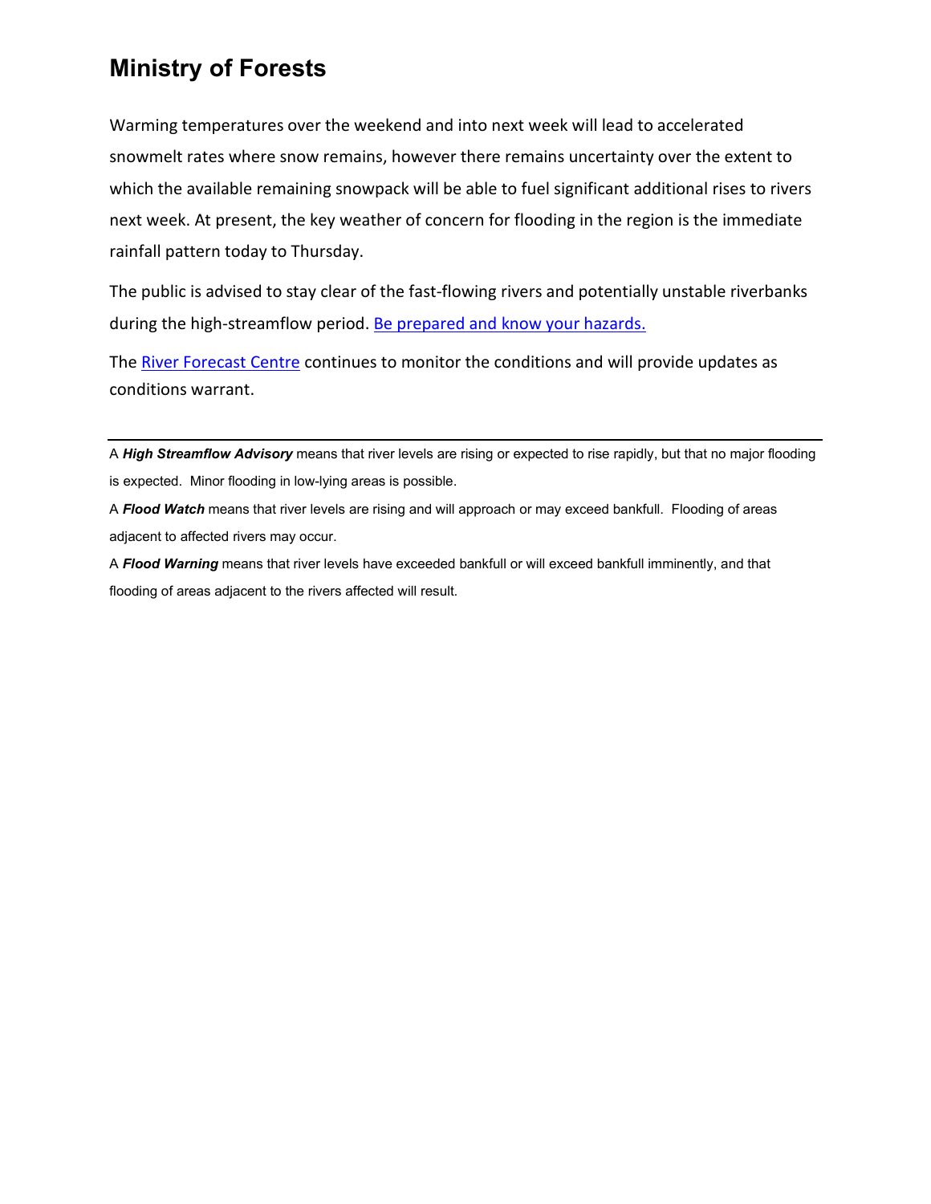# Ministry of Forests

Warming temperatures over the weekend and into next week will lead to accelerated snowmelt rates where snow remains, however there remains uncertainty over the extent to which the available remaining snowpack will be able to fuel significant additional rises to rivers next week. At present, the key weather of concern for flooding in the region is the immediate rainfall pattern today to Thursday.

The public is advised to stay clear of the fast-flowing rivers and potentially unstable riverbanks during the high-streamflow period. Be prepared and know your hazards.

The River Forecast Centre continues to monitor the conditions and will provide updates as conditions warrant.

---

A ***High Streamflow Advisory*** means that river levels are rising or expected to rise rapidly, but that no major flooding is expected. Minor flooding in low-lying areas is possible.

A ***Flood Watch*** means that river levels are rising and will approach or may exceed bankfull. Flooding of areas adjacent to affected rivers may occur.

A ***Flood Warning*** means that river levels have exceeded bankfull or will exceed bankfull imminently, and that flooding of areas adjacent to the rivers affected will result.